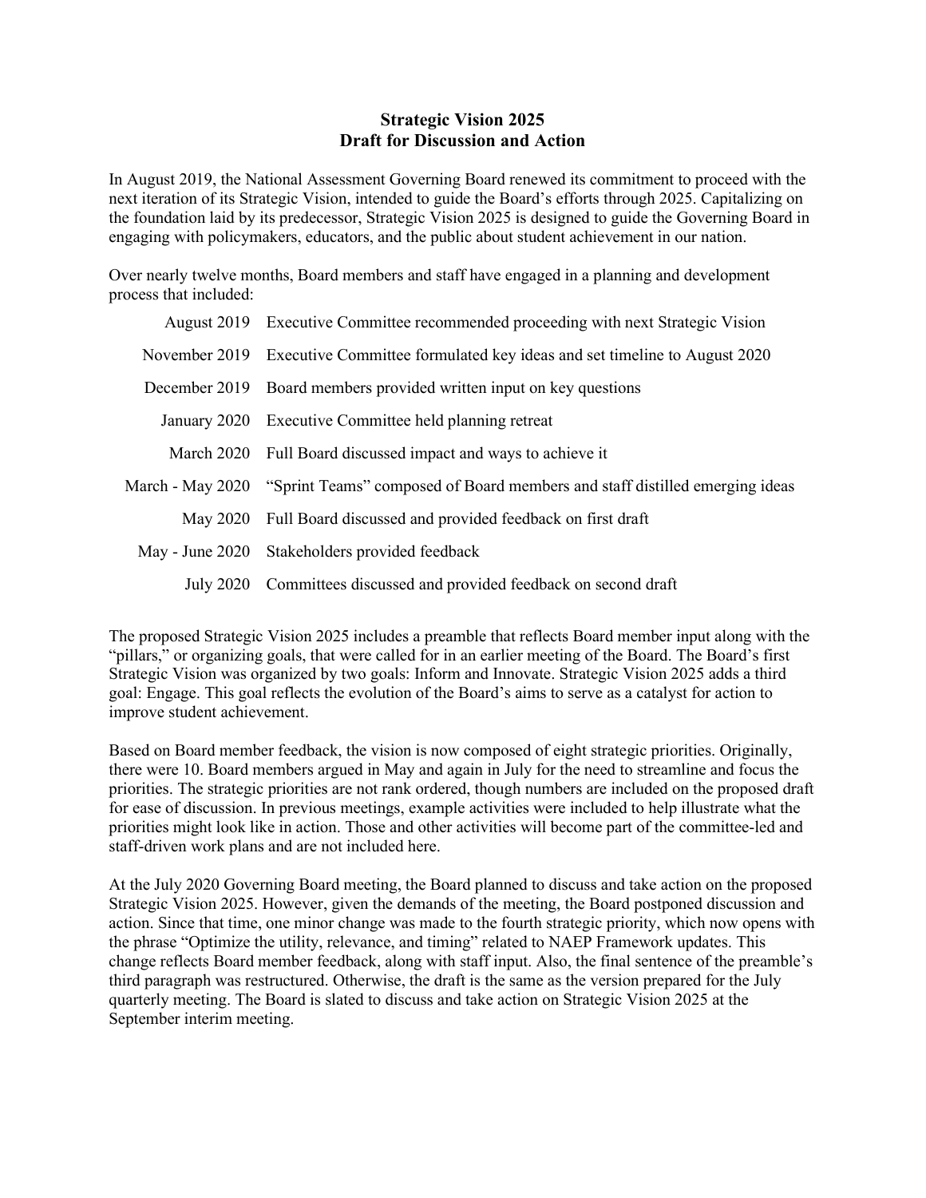# Strategic Vision 2025
## Draft for Discussion and Action

In August 2019, the National Assessment Governing Board renewed its commitment to proceed with the next iteration of its Strategic Vision, intended to guide the Board's efforts through 2025. Capitalizing on the foundation laid by its predecessor, Strategic Vision 2025 is designed to guide the Governing Board in engaging with policymakers, educators, and the public about student achievement in our nation.

Over nearly twelve months, Board members and staff have engaged in a planning and development process that included:

| | |
|---|---|
| August 2019 | Executive Committee recommended proceeding with next Strategic Vision |
| November 2019 | Executive Committee formulated key ideas and set timeline to August 2020 |
| December 2019 | Board members provided written input on key questions |
| January 2020 | Executive Committee held planning retreat |
| March 2020 | Full Board discussed impact and ways to achieve it |
| March - May 2020 | "Sprint Teams" composed of Board members and staff distilled emerging ideas |
| May 2020 | Full Board discussed and provided feedback on first draft |
| May - June 2020 | Stakeholders provided feedback |
| July 2020 | Committees discussed and provided feedback on second draft |

The proposed Strategic Vision 2025 includes a preamble that reflects Board member input along with the "pillars," or organizing goals, that were called for in an earlier meeting of the Board. The Board's first Strategic Vision was organized by two goals: Inform and Innovate. Strategic Vision 2025 adds a third goal: Engage. This goal reflects the evolution of the Board's aims to serve as a catalyst for action to improve student achievement.

Based on Board member feedback, the vision is now composed of eight strategic priorities. Originally, there were 10. Board members argued in May and again in July for the need to streamline and focus the priorities. The strategic priorities are not rank ordered, though numbers are included on the proposed draft for ease of discussion. In previous meetings, example activities were included to help illustrate what the priorities might look like in action. Those and other activities will become part of the committee-led and staff-driven work plans and are not included here.

At the July 2020 Governing Board meeting, the Board planned to discuss and take action on the proposed Strategic Vision 2025. However, given the demands of the meeting, the Board postponed discussion and action. Since that time, one minor change was made to the fourth strategic priority, which now opens with the phrase "Optimize the utility, relevance, and timing" related to NAEP Framework updates. This change reflects Board member feedback, along with staff input. Also, the final sentence of the preamble's third paragraph was restructured. Otherwise, the draft is the same as the version prepared for the July quarterly meeting. The Board is slated to discuss and take action on Strategic Vision 2025 at the September interim meeting.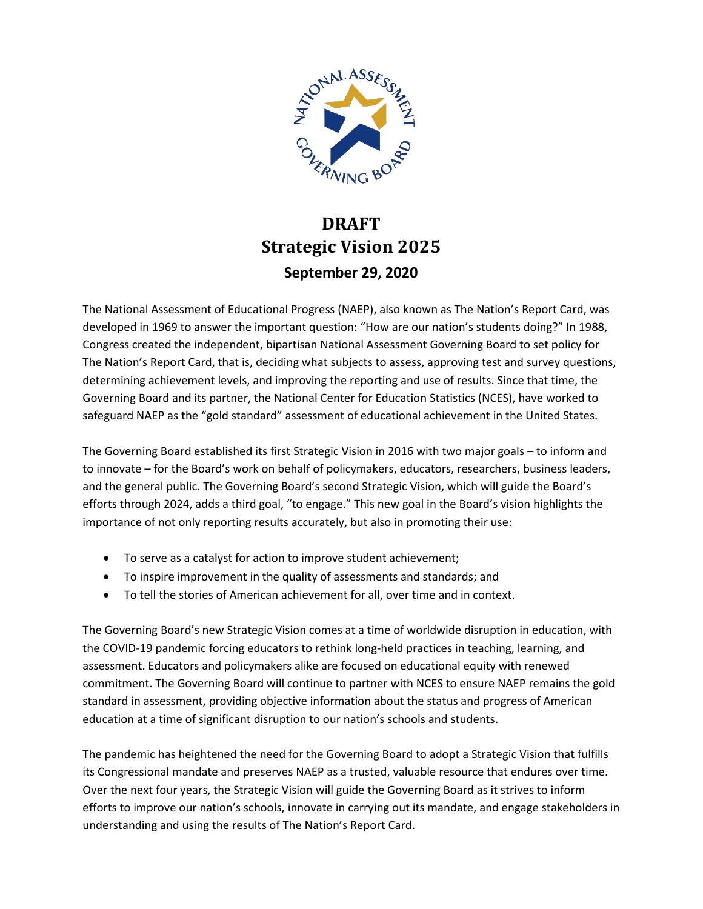# DRAFT
# Strategic Vision 2025
### September 29, 2020

The National Assessment of Educational Progress (NAEP), also known as The Nation's Report Card, was developed in 1969 to answer the important question: "How are our nation's students doing?" In 1988, Congress created the independent, bipartisan National Assessment Governing Board to set policy for The Nation's Report Card, that is, deciding what subjects to assess, approving test and survey questions, determining achievement levels, and improving the reporting and use of results. Since that time, the Governing Board and its partner, the National Center for Education Statistics (NCES), have worked to safeguard NAEP as the "gold standard" assessment of educational achievement in the United States.

The Governing Board established its first Strategic Vision in 2016 with two major goals – to inform and to innovate – for the Board's work on behalf of policymakers, educators, researchers, business leaders, and the general public. The Governing Board's second Strategic Vision, which will guide the Board's efforts through 2024, adds a third goal, "to engage." This new goal in the Board's vision highlights the importance of not only reporting results accurately, but also in promoting their use:

- To serve as a catalyst for action to improve student achievement;
- To inspire improvement in the quality of assessments and standards; and
- To tell the stories of American achievement for all, over time and in context.

The Governing Board's new Strategic Vision comes at a time of worldwide disruption in education, with the COVID-19 pandemic forcing educators to rethink long-held practices in teaching, learning, and assessment. Educators and policymakers alike are focused on educational equity with renewed commitment. The Governing Board will continue to partner with NCES to ensure NAEP remains the gold standard in assessment, providing objective information about the status and progress of American education at a time of significant disruption to our nation's schools and students.

The pandemic has heightened the need for the Governing Board to adopt a Strategic Vision that fulfills its Congressional mandate and preserves NAEP as a trusted, valuable resource that endures over time. Over the next four years, the Strategic Vision will guide the Governing Board as it strives to inform efforts to improve our nation's schools, innovate in carrying out its mandate, and engage stakeholders in understanding and using the results of The Nation's Report Card.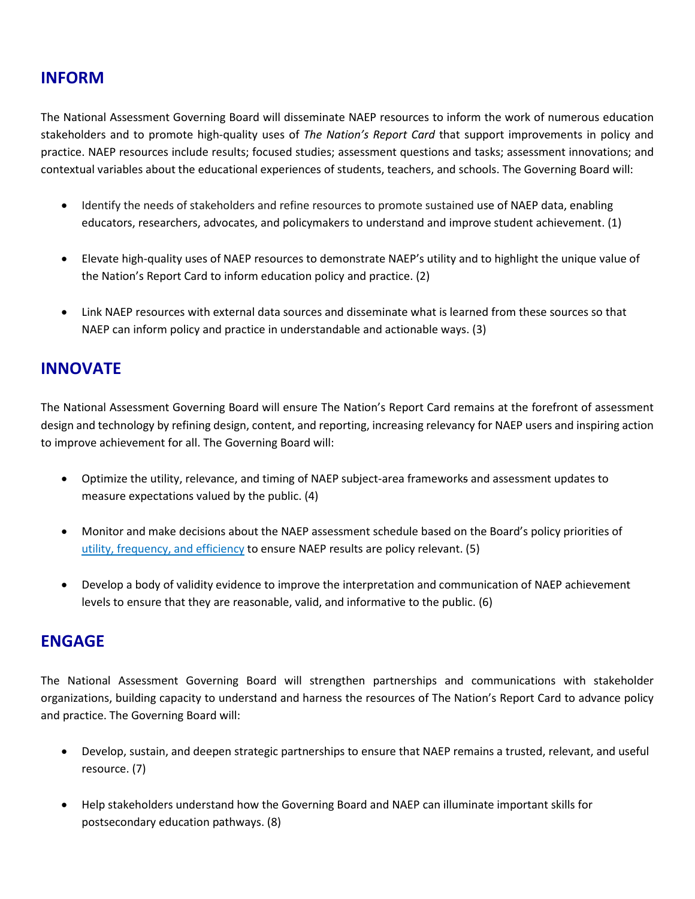## INFORM

The National Assessment Governing Board will disseminate NAEP resources to inform the work of numerous education stakeholders and to promote high-quality uses of *The Nation's Report Card* that support improvements in policy and practice. NAEP resources include results; focused studies; assessment questions and tasks; assessment innovations; and contextual variables about the educational experiences of students, teachers, and schools. The Governing Board will:

- Identify the needs of stakeholders and refine resources to promote sustained use of NAEP data, enabling educators, researchers, advocates, and policymakers to understand and improve student achievement. (1)
- Elevate high-quality uses of NAEP resources to demonstrate NAEP's utility and to highlight the unique value of the Nation's Report Card to inform education policy and practice. (2)
- Link NAEP resources with external data sources and disseminate what is learned from these sources so that NAEP can inform policy and practice in understandable and actionable ways. (3)

## INNOVATE

The National Assessment Governing Board will ensure The Nation's Report Card remains at the forefront of assessment design and technology by refining design, content, and reporting, increasing relevancy for NAEP users and inspiring action to improve achievement for all. The Governing Board will:

- Optimize the utility, relevance, and timing of NAEP subject-area frameworks and assessment updates to measure expectations valued by the public. (4)
- Monitor and make decisions about the NAEP assessment schedule based on the Board's policy priorities of utility, frequency, and efficiency to ensure NAEP results are policy relevant. (5)
- Develop a body of validity evidence to improve the interpretation and communication of NAEP achievement levels to ensure that they are reasonable, valid, and informative to the public. (6)

## ENGAGE

The National Assessment Governing Board will strengthen partnerships and communications with stakeholder organizations, building capacity to understand and harness the resources of The Nation's Report Card to advance policy and practice. The Governing Board will:

- Develop, sustain, and deepen strategic partnerships to ensure that NAEP remains a trusted, relevant, and useful resource. (7)
- Help stakeholders understand how the Governing Board and NAEP can illuminate important skills for postsecondary education pathways. (8)